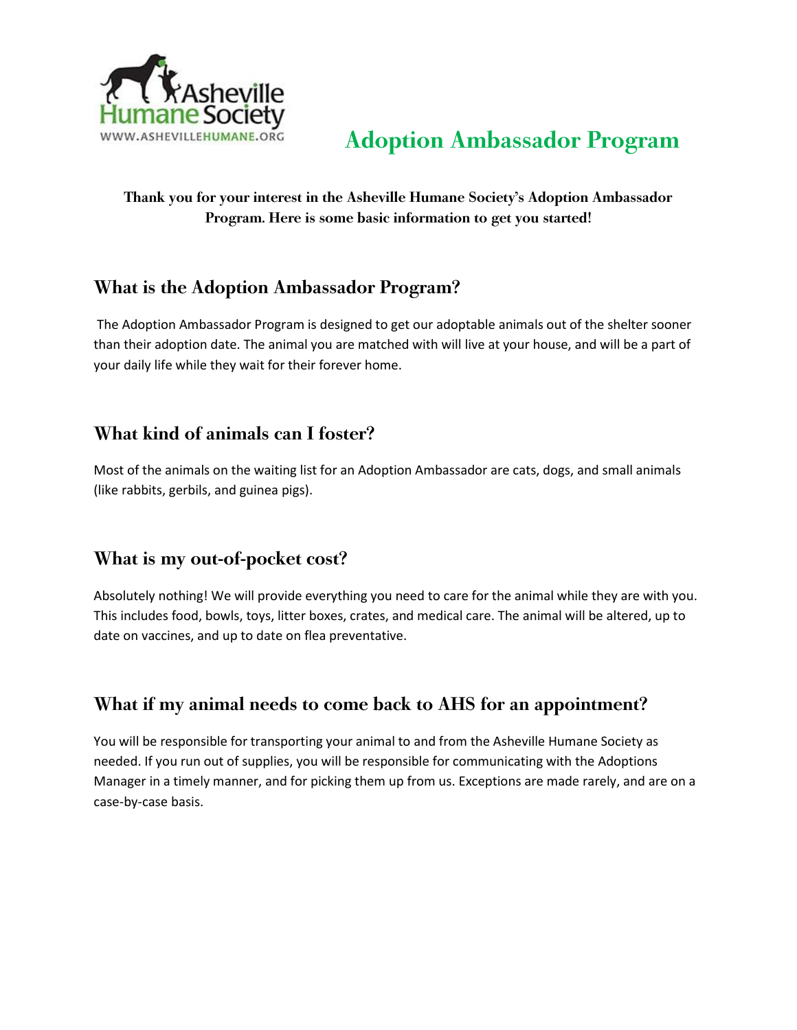Asheville Humane Society
WWW.ASHEVILLEHUMANE.ORG

# Adoption Ambassador Program

**Thank you for your interest in the Asheville Humane Society's Adoption Ambassador Program. Here is some basic information to get you started!**

## What is the Adoption Ambassador Program?

The Adoption Ambassador Program is designed to get our adoptable animals out of the shelter sooner than their adoption date. The animal you are matched with will live at your house, and will be a part of your daily life while they wait for their forever home.

## What kind of animals can I foster?

Most of the animals on the waiting list for an Adoption Ambassador are cats, dogs, and small animals (like rabbits, gerbils, and guinea pigs).

## What is my out-of-pocket cost?

Absolutely nothing! We will provide everything you need to care for the animal while they are with you. This includes food, bowls, toys, litter boxes, crates, and medical care. The animal will be altered, up to date on vaccines, and up to date on flea preventative.

## What if my animal needs to come back to AHS for an appointment?

You will be responsible for transporting your animal to and from the Asheville Humane Society as needed. If you run out of supplies, you will be responsible for communicating with the Adoptions Manager in a timely manner, and for picking them up from us. Exceptions are made rarely, and are on a case-by-case basis.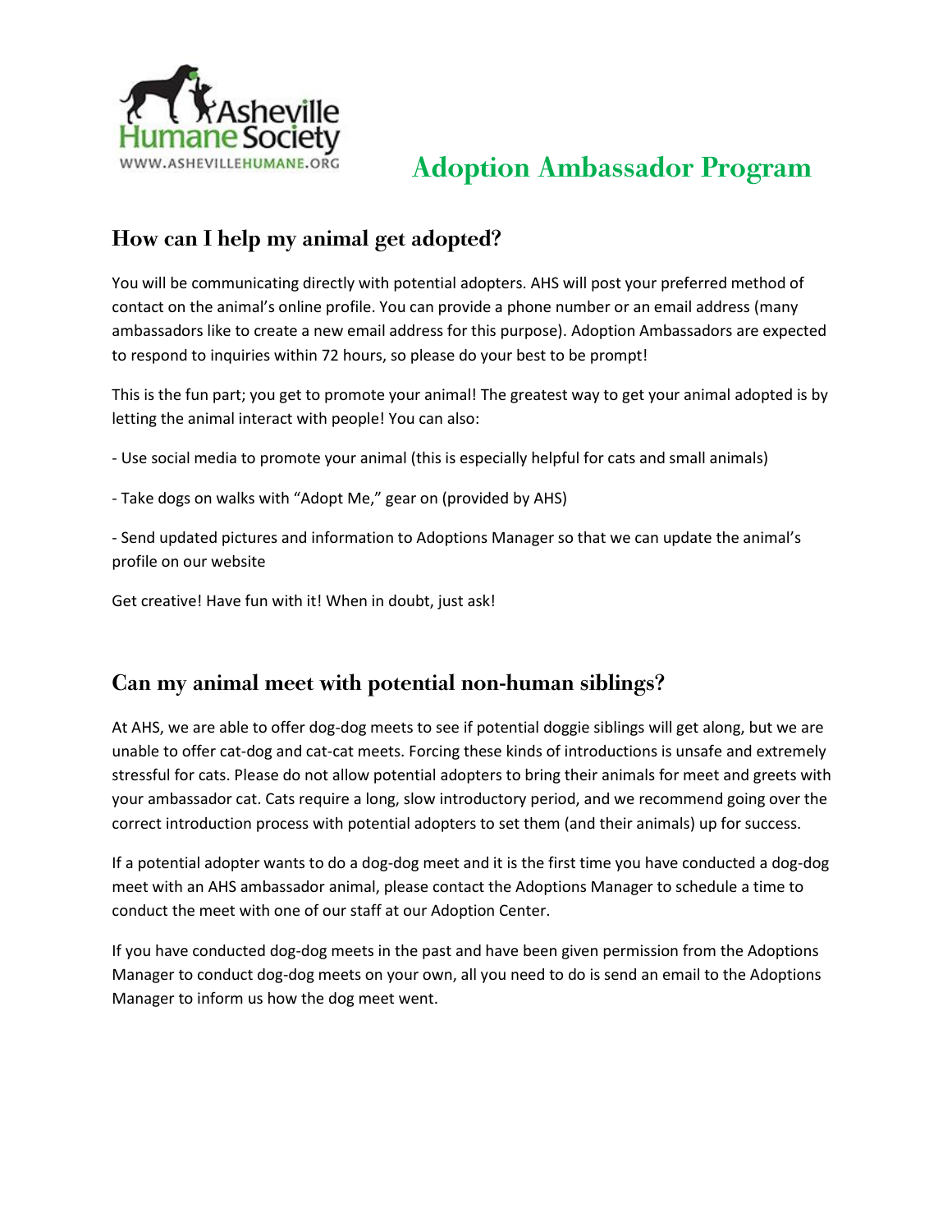Asheville Humane Society
WWW.ASHEVILLEHUMANE.ORG

# Adoption Ambassador Program

## How can I help my animal get adopted?

You will be communicating directly with potential adopters. AHS will post your preferred method of contact on the animal's online profile. You can provide a phone number or an email address (many ambassadors like to create a new email address for this purpose). Adoption Ambassadors are expected to respond to inquiries within 72 hours, so please do your best to be prompt!

This is the fun part; you get to promote your animal! The greatest way to get your animal adopted is by letting the animal interact with people! You can also:

- Use social media to promote your animal (this is especially helpful for cats and small animals)

- Take dogs on walks with "Adopt Me," gear on (provided by AHS)

- Send updated pictures and information to Adoptions Manager so that we can update the animal's profile on our website

Get creative! Have fun with it! When in doubt, just ask!

## Can my animal meet with potential non-human siblings?

At AHS, we are able to offer dog-dog meets to see if potential doggie siblings will get along, but we are unable to offer cat-dog and cat-cat meets. Forcing these kinds of introductions is unsafe and extremely stressful for cats. Please do not allow potential adopters to bring their animals for meet and greets with your ambassador cat. Cats require a long, slow introductory period, and we recommend going over the correct introduction process with potential adopters to set them (and their animals) up for success.

If a potential adopter wants to do a dog-dog meet and it is the first time you have conducted a dog-dog meet with an AHS ambassador animal, please contact the Adoptions Manager to schedule a time to conduct the meet with one of our staff at our Adoption Center.

If you have conducted dog-dog meets in the past and have been given permission from the Adoptions Manager to conduct dog-dog meets on your own, all you need to do is send an email to the Adoptions Manager to inform us how the dog meet went.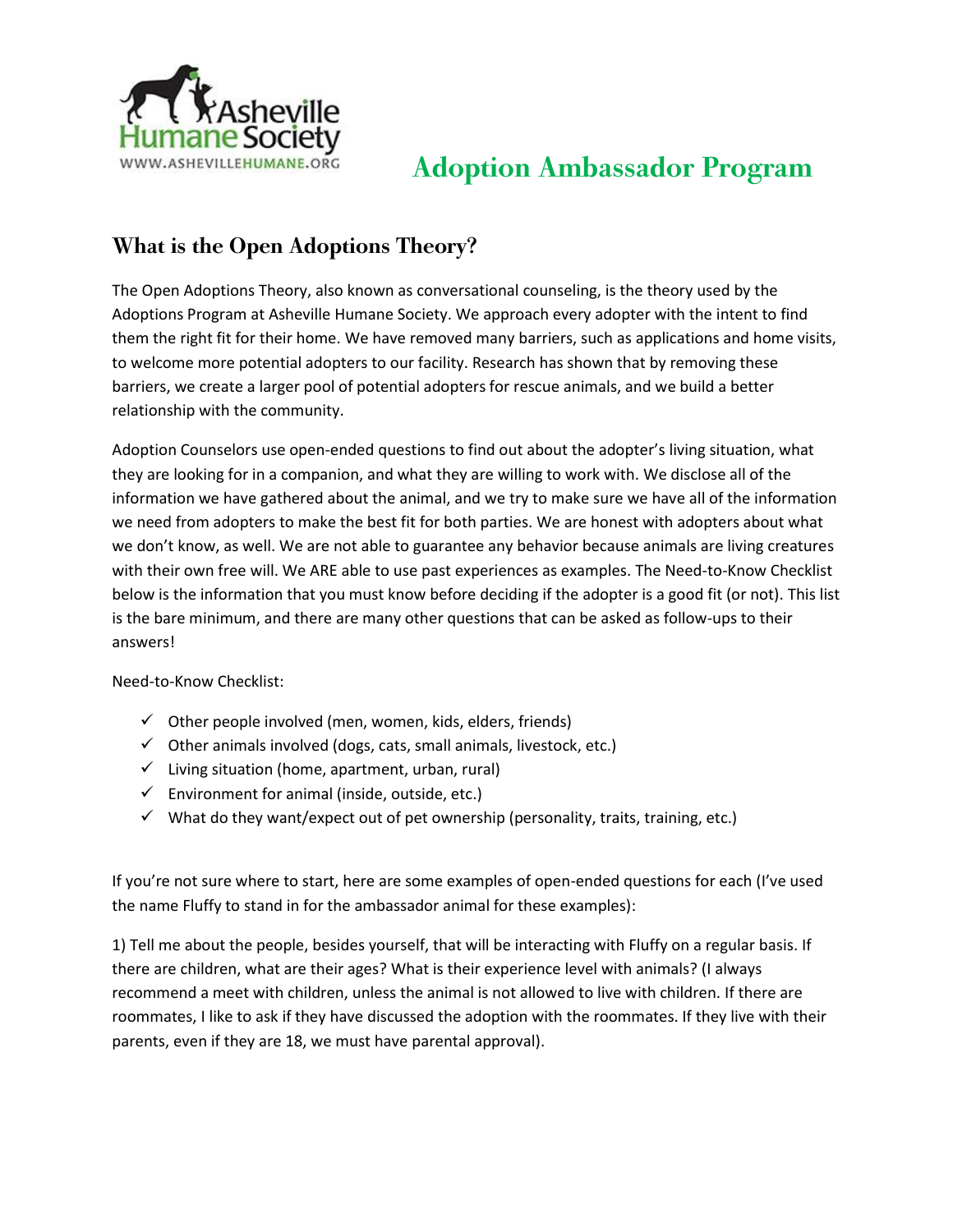# Adoption Ambassador Program

## What is the Open Adoptions Theory?

The Open Adoptions Theory, also known as conversational counseling, is the theory used by the Adoptions Program at Asheville Humane Society. We approach every adopter with the intent to find them the right fit for their home. We have removed many barriers, such as applications and home visits, to welcome more potential adopters to our facility. Research has shown that by removing these barriers, we create a larger pool of potential adopters for rescue animals, and we build a better relationship with the community.

Adoption Counselors use open-ended questions to find out about the adopter's living situation, what they are looking for in a companion, and what they are willing to work with. We disclose all of the information we have gathered about the animal, and we try to make sure we have all of the information we need from adopters to make the best fit for both parties. We are honest with adopters about what we don't know, as well. We are not able to guarantee any behavior because animals are living creatures with their own free will. We ARE able to use past experiences as examples. The Need-to-Know Checklist below is the information that you must know before deciding if the adopter is a good fit (or not). This list is the bare minimum, and there are many other questions that can be asked as follow-ups to their answers!

Need-to-Know Checklist:

- ✓ Other people involved (men, women, kids, elders, friends)
- ✓ Other animals involved (dogs, cats, small animals, livestock, etc.)
- ✓ Living situation (home, apartment, urban, rural)
- ✓ Environment for animal (inside, outside, etc.)
- ✓ What do they want/expect out of pet ownership (personality, traits, training, etc.)

If you're not sure where to start, here are some examples of open-ended questions for each (I've used the name Fluffy to stand in for the ambassador animal for these examples):

1) Tell me about the people, besides yourself, that will be interacting with Fluffy on a regular basis. If there are children, what are their ages? What is their experience level with animals? (I always recommend a meet with children, unless the animal is not allowed to live with children. If there are roommates, I like to ask if they have discussed the adoption with the roommates. If they live with their parents, even if they are 18, we must have parental approval).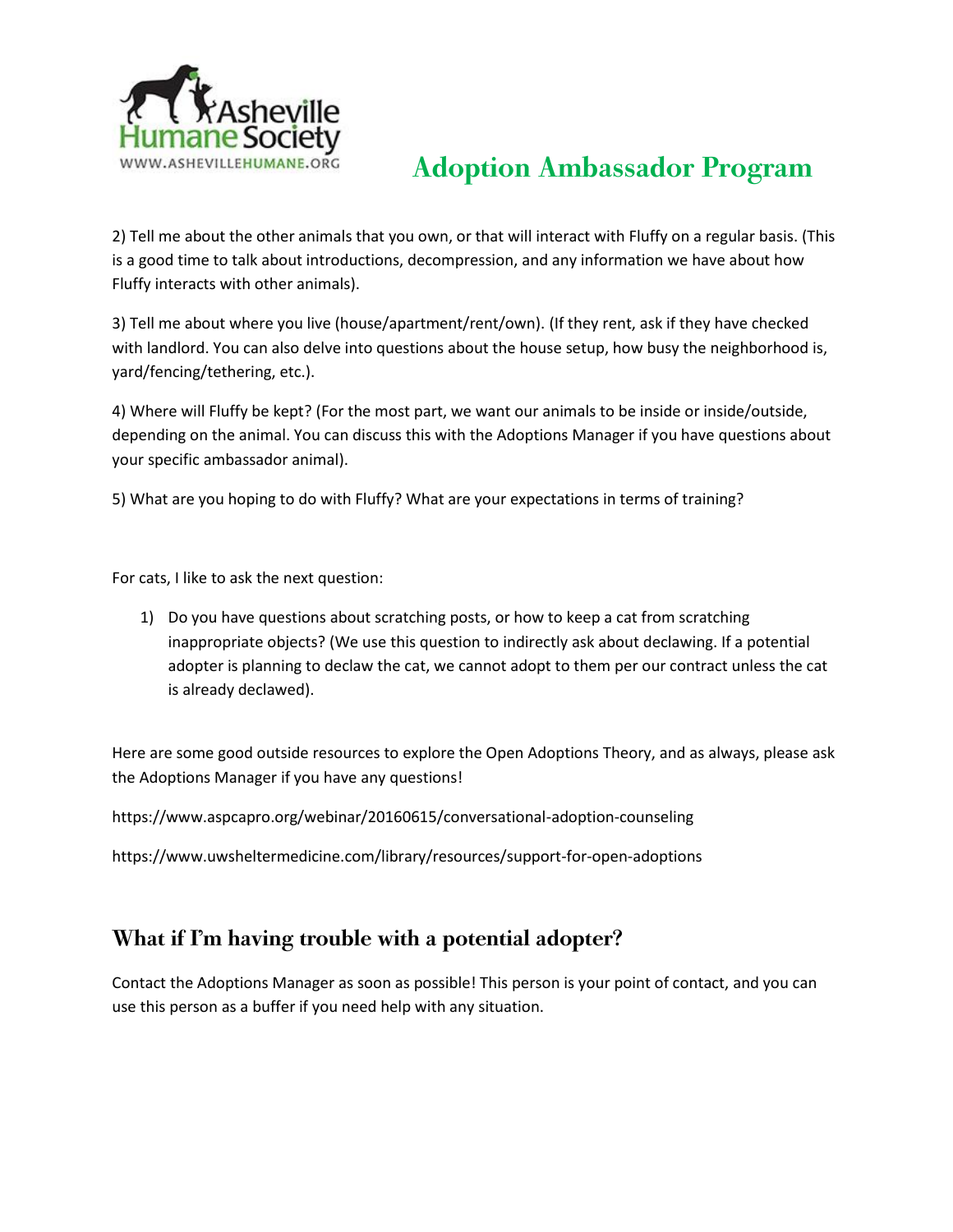2) Tell me about the other animals that you own, or that will interact with Fluffy on a regular basis. (This is a good time to talk about introductions, decompression, and any information we have about how Fluffy interacts with other animals).

3) Tell me about where you live (house/apartment/rent/own). (If they rent, ask if they have checked with landlord. You can also delve into questions about the house setup, how busy the neighborhood is, yard/fencing/tethering, etc.).

4) Where will Fluffy be kept? (For the most part, we want our animals to be inside or inside/outside, depending on the animal. You can discuss this with the Adoptions Manager if you have questions about your specific ambassador animal).

5) What are you hoping to do with Fluffy? What are your expectations in terms of training?

For cats, I like to ask the next question:

1) Do you have questions about scratching posts, or how to keep a cat from scratching inappropriate objects? (We use this question to indirectly ask about declawing. If a potential adopter is planning to declaw the cat, we cannot adopt to them per our contract unless the cat is already declawed).

Here are some good outside resources to explore the Open Adoptions Theory, and as always, please ask the Adoptions Manager if you have any questions!

https://www.aspcapro.org/webinar/20160615/conversational-adoption-counseling

https://www.uwsheltermedicine.com/library/resources/support-for-open-adoptions

## What if I'm having trouble with a potential adopter?

Contact the Adoptions Manager as soon as possible! This person is your point of contact, and you can use this person as a buffer if you need help with any situation.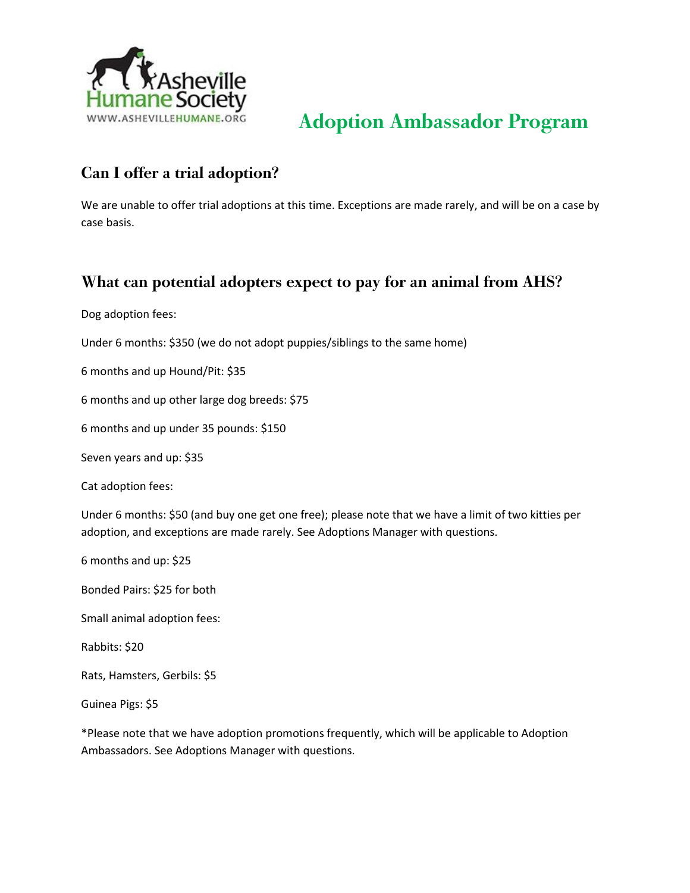# Adoption Ambassador Program

## Can I offer a trial adoption?

We are unable to offer trial adoptions at this time. Exceptions are made rarely, and will be on a case by case basis.

## What can potential adopters expect to pay for an animal from AHS?

Dog adoption fees:

Under 6 months: $350 (we do not adopt puppies/siblings to the same home)

6 months and up Hound/Pit: $35

6 months and up other large dog breeds: $75

6 months and up under 35 pounds: $150

Seven years and up: $35

Cat adoption fees:

Under 6 months: $50 (and buy one get one free); please note that we have a limit of two kitties per adoption, and exceptions are made rarely. See Adoptions Manager with questions.

6 months and up: $25

Bonded Pairs: $25 for both

Small animal adoption fees:

Rabbits: $20

Rats, Hamsters, Gerbils: $5

Guinea Pigs: $5

*Please note that we have adoption promotions frequently, which will be applicable to Adoption Ambassadors. See Adoptions Manager with questions.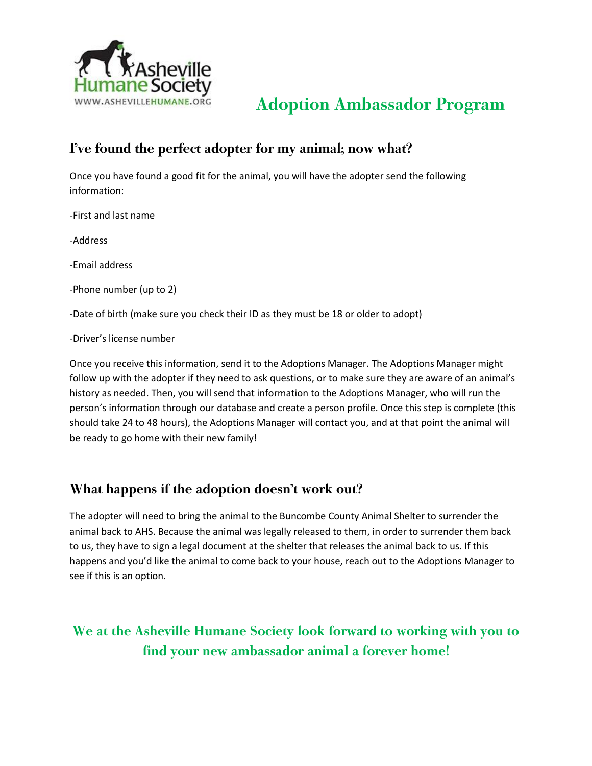Asheville Humane Society
WWW.ASHEVILLEHUMANE.ORG

# Adoption Ambassador Program

## I've found the perfect adopter for my animal; now what?

Once you have found a good fit for the animal, you will have the adopter send the following information:

-First and last name

-Address

-Email address

-Phone number (up to 2)

-Date of birth (make sure you check their ID as they must be 18 or older to adopt)

-Driver's license number

Once you receive this information, send it to the Adoptions Manager. The Adoptions Manager might follow up with the adopter if they need to ask questions, or to make sure they are aware of an animal's history as needed. Then, you will send that information to the Adoptions Manager, who will run the person's information through our database and create a person profile. Once this step is complete (this should take 24 to 48 hours), the Adoptions Manager will contact you, and at that point the animal will be ready to go home with their new family!

## What happens if the adoption doesn't work out?

The adopter will need to bring the animal to the Buncombe County Animal Shelter to surrender the animal back to AHS. Because the animal was legally released to them, in order to surrender them back to us, they have to sign a legal document at the shelter that releases the animal back to us. If this happens and you'd like the animal to come back to your house, reach out to the Adoptions Manager to see if this is an option.

**We at the Asheville Humane Society look forward to working with you to find your new ambassador animal a forever home!**